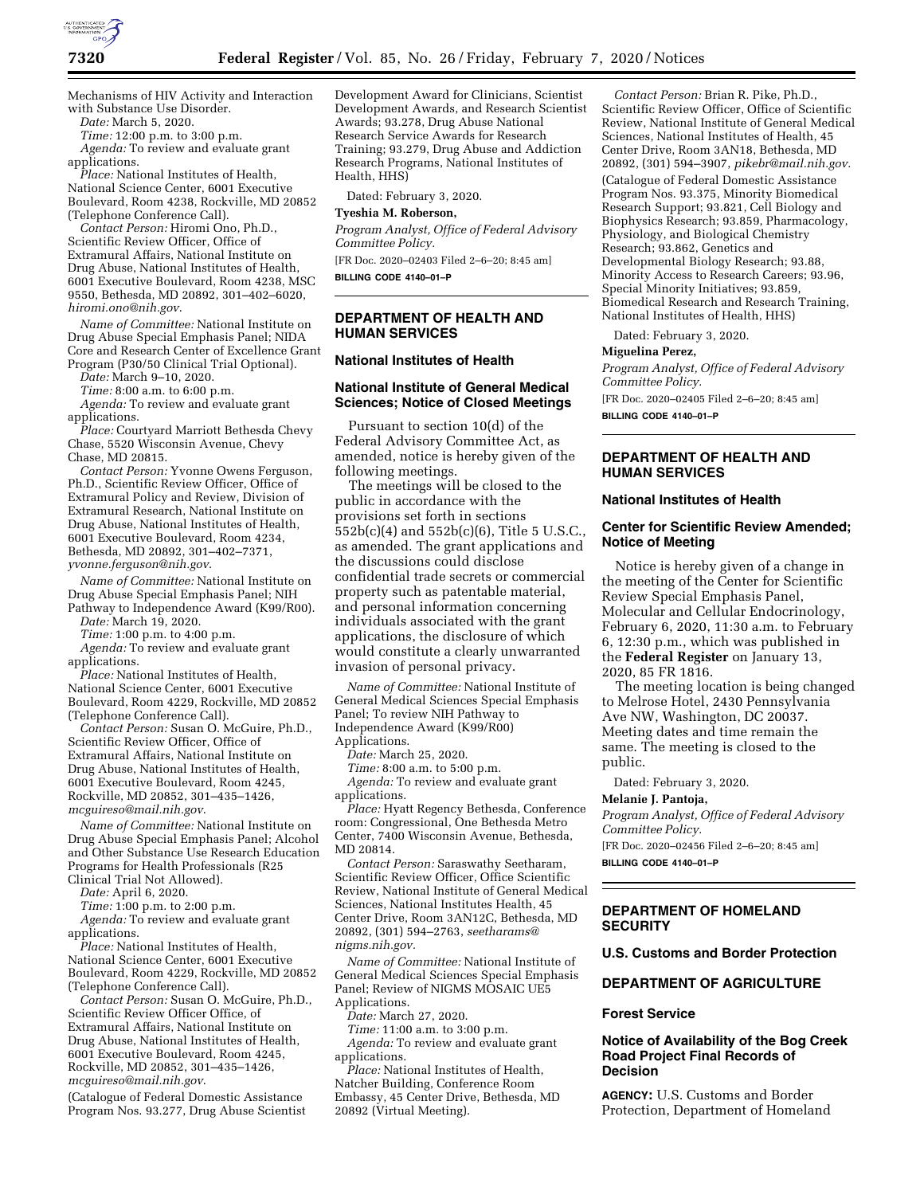Mechanisms of HIV Activity and Interaction with Substance Use Disorder.

*Date:* March 5, 2020.

*Time:* 12:00 p.m. to 3:00 p.m.

*Agenda:* To review and evaluate grant applications.

*Place:* National Institutes of Health, National Science Center, 6001 Executive Boulevard, Room 4238, Rockville, MD 20852 (Telephone Conference Call).

*Contact Person:* Hiromi Ono, Ph.D., Scientific Review Officer, Office of Extramural Affairs, National Institute on Drug Abuse, National Institutes of Health, 6001 Executive Boulevard, Room 4238, MSC 9550, Bethesda, MD 20892, 301–402–6020, *hiromi.ono@nih.gov*.

*Name of Committee:* National Institute on Drug Abuse Special Emphasis Panel; NIDA Core and Research Center of Excellence Grant Program (P30/50 Clinical Trial Optional).

*Date:* March 9–10, 2020.

*Time:* 8:00 a.m. to 6:00 p.m.

*Agenda:* To review and evaluate grant applications.

*Place:* Courtyard Marriott Bethesda Chevy Chase, 5520 Wisconsin Avenue, Chevy Chase, MD 20815.

*Contact Person:* Yvonne Owens Ferguson, Ph.D., Scientific Review Officer, Office of Extramural Policy and Review, Division of Extramural Research, National Institute on Drug Abuse, National Institutes of Health, 6001 Executive Boulevard, Room 4234, Bethesda, MD 20892, 301–402–7371, *yvonne.ferguson@nih.gov*.

*Name of Committee:* National Institute on Drug Abuse Special Emphasis Panel; NIH Pathway to Independence Award (K99/R00).

*Date:* March 19, 2020.

*Time:* 1:00 p.m. to 4:00 p.m.

*Agenda:* To review and evaluate grant applications.

*Place:* National Institutes of Health, National Science Center, 6001 Executive Boulevard, Room 4229, Rockville, MD 20852 (Telephone Conference Call).

*Contact Person:* Susan O. McGuire, Ph.D., Scientific Review Officer, Office of Extramural Affairs, National Institute on Drug Abuse, National Institutes of Health, 6001 Executive Boulevard, Room 4245, Rockville, MD 20852, 301–435–1426, *mcguireso@mail.nih.gov*.

*Name of Committee:* National Institute on Drug Abuse Special Emphasis Panel; Alcohol and Other Substance Use Research Education Programs for Health Professionals (R25 Clinical Trial Not Allowed).

*Date:* April 6, 2020.

*Time:* 1:00 p.m. to 2:00 p.m.

*Agenda:* To review and evaluate grant applications.

*Place:* National Institutes of Health, National Science Center, 6001 Executive Boulevard, Room 4229, Rockville, MD 20852 (Telephone Conference Call).

*Contact Person:* Susan O. McGuire, Ph.D., Scientific Review Officer Office, of Extramural Affairs, National Institute on Drug Abuse, National Institutes of Health, 6001 Executive Boulevard, Room 4245, Rockville, MD 20852, 301–435–1426, *mcguireso@mail.nih.gov*.

(Catalogue of Federal Domestic Assistance Program Nos. 93.277, Drug Abuse Scientist Development Award for Clinicians, Scientist Development Awards, and Research Scientist Awards; 93.278, Drug Abuse National Research Service Awards for Research Training; 93.279, Drug Abuse and Addiction Research Programs, National Institutes of Health, HHS)

Dated: February 3, 2020.

**Tyeshia M. Roberson,**

*Program Analyst, Office of Federal Advisory Committee Policy.*

[FR Doc. 2020–02403 Filed 2–6–20; 8:45 am]

**BILLING CODE 4140–01–P**

## DEPARTMENT OF HEALTH AND HUMAN SERVICES

### National Institutes of Health

### National Institute of General Medical Sciences; Notice of Closed Meetings

Pursuant to section 10(d) of the Federal Advisory Committee Act, as amended, notice is hereby given of the following meetings.

The meetings will be closed to the public in accordance with the provisions set forth in sections 552b(c)(4) and 552b(c)(6), Title 5 U.S.C., as amended. The grant applications and the discussions could disclose confidential trade secrets or commercial property such as patentable material, and personal information concerning individuals associated with the grant applications, the disclosure of which would constitute a clearly unwarranted invasion of personal privacy.

*Name of Committee:* National Institute of General Medical Sciences Special Emphasis Panel; To review NIH Pathway to Independence Award (K99/R00) Applications.

*Date:* March 25, 2020.

*Time:* 8:00 a.m. to 5:00 p.m.

*Agenda:* To review and evaluate grant applications.

*Place:* Hyatt Regency Bethesda, Conference room: Congressional, One Bethesda Metro Center, 7400 Wisconsin Avenue, Bethesda, MD 20814.

*Contact Person:* Saraswathy Seetharam, Scientific Review Officer, Office Scientific Review, National Institute of General Medical Sciences, National Institutes Health, 45 Center Drive, Room 3AN12C, Bethesda, MD 20892, (301) 594–2763, *seetharams@nigms.nih.gov.*

*Name of Committee:* National Institute of General Medical Sciences Special Emphasis Panel; Review of NIGMS MOSAIC UE5 Applications.

*Date:* March 27, 2020.

*Time:* 11:00 a.m. to 3:00 p.m.

*Agenda:* To review and evaluate grant applications.

*Place:* National Institutes of Health, Natcher Building, Conference Room Embassy, 45 Center Drive, Bethesda, MD 20892 (Virtual Meeting).

*Contact Person:* Brian R. Pike, Ph.D., Scientific Review Officer, Office of Scientific Review, National Institute of General Medical Sciences, National Institutes of Health, 45 Center Drive, Room 3AN18, Bethesda, MD 20892, (301) 594–3907, *pikebr@mail.nih.gov.*

(Catalogue of Federal Domestic Assistance Program Nos. 93.375, Minority Biomedical Research Support; 93.821, Cell Biology and Biophysics Research; 93.859, Pharmacology, Physiology, and Biological Chemistry Research; 93.862, Genetics and Developmental Biology Research; 93.88, Minority Access to Research Careers; 93.96, Special Minority Initiatives; 93.859, Biomedical Research and Research Training, National Institutes of Health, HHS)

Dated: February 3, 2020.

**Miguelina Perez,**

*Program Analyst, Office of Federal Advisory Committee Policy.*

[FR Doc. 2020–02405 Filed 2–6–20; 8:45 am]

**BILLING CODE 4140–01–P**

## DEPARTMENT OF HEALTH AND HUMAN SERVICES

### National Institutes of Health

### Center for Scientific Review Amended; Notice of Meeting

Notice is hereby given of a change in the meeting of the Center for Scientific Review Special Emphasis Panel, Molecular and Cellular Endocrinology, February 6, 2020, 11:30 a.m. to February 6, 12:30 p.m., which was published in the **Federal Register** on January 13, 2020, 85 FR 1816.

The meeting location is being changed to Melrose Hotel, 2430 Pennsylvania Ave NW, Washington, DC 20037. Meeting dates and time remain the same. The meeting is closed to the public.

Dated: February 3, 2020.

**Melanie J. Pantoja,**

*Program Analyst, Office of Federal Advisory Committee Policy.*

[FR Doc. 2020–02456 Filed 2–6–20; 8:45 am]

**BILLING CODE 4140–01–P**

## DEPARTMENT OF HOMELAND SECURITY

### U.S. Customs and Border Protection

## DEPARTMENT OF AGRICULTURE

### Forest Service

### Notice of Availability of the Bog Creek Road Project Final Records of Decision

**AGENCY:** U.S. Customs and Border Protection, Department of Homeland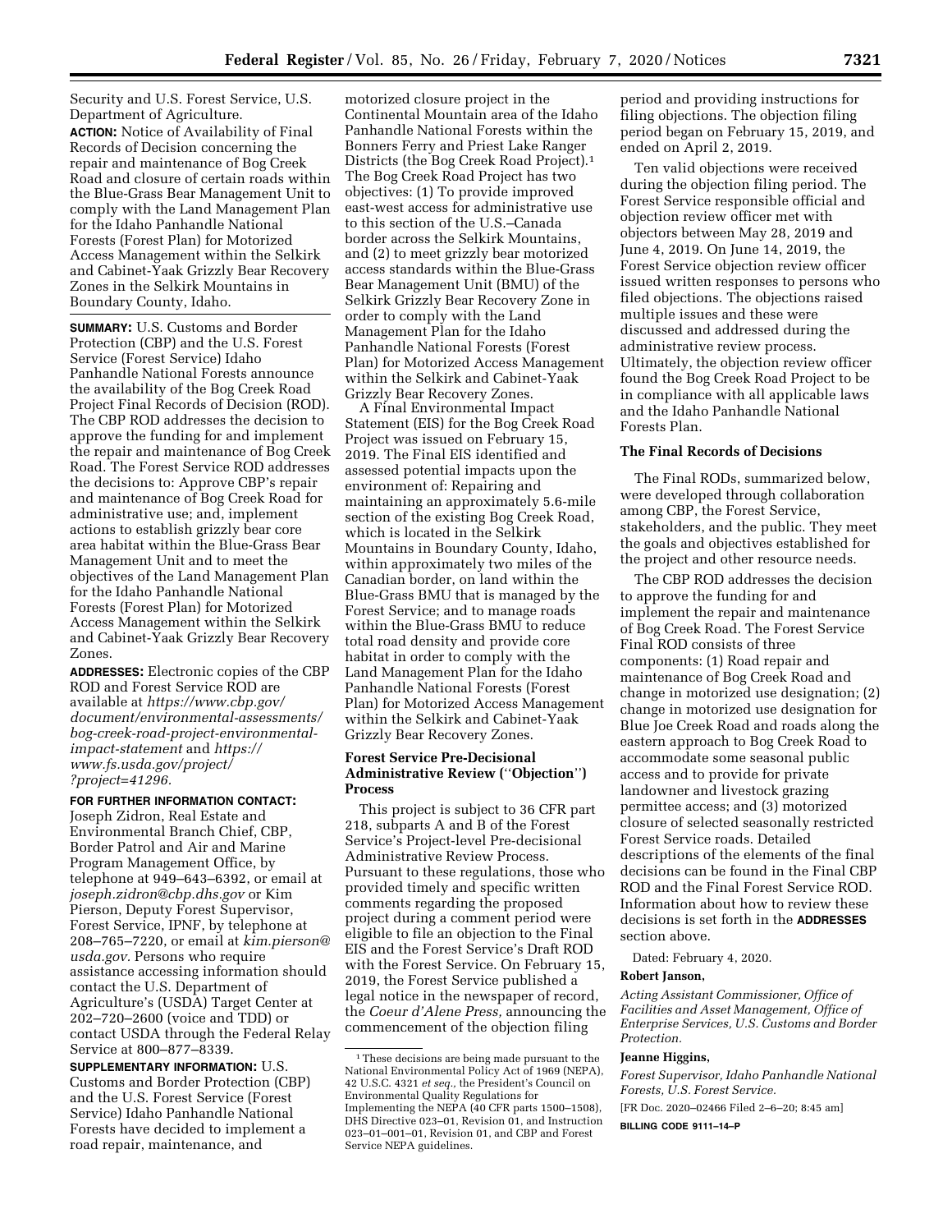Security and U.S. Forest Service, U.S. Department of Agriculture.

**ACTION:** Notice of Availability of Final Records of Decision concerning the repair and maintenance of Bog Creek Road and closure of certain roads within the Blue-Grass Bear Management Unit to comply with the Land Management Plan for the Idaho Panhandle National Forests (Forest Plan) for Motorized Access Management within the Selkirk and Cabinet-Yaak Grizzly Bear Recovery Zones in the Selkirk Mountains in Boundary County, Idaho.

**SUMMARY:** U.S. Customs and Border Protection (CBP) and the U.S. Forest Service (Forest Service) Idaho Panhandle National Forests announce the availability of the Bog Creek Road Project Final Records of Decision (ROD). The CBP ROD addresses the decision to approve the funding for and implement the repair and maintenance of Bog Creek Road. The Forest Service ROD addresses the decisions to: Approve CBP's repair and maintenance of Bog Creek Road for administrative use; and, implement actions to establish grizzly bear core area habitat within the Blue-Grass Bear Management Unit and to meet the objectives of the Land Management Plan for the Idaho Panhandle National Forests (Forest Plan) for Motorized Access Management within the Selkirk and Cabinet-Yaak Grizzly Bear Recovery Zones.

**ADDRESSES:** Electronic copies of the CBP ROD and Forest Service ROD are available at *https://www.cbp.gov/document/environmental-assessments/bog-creek-road-project-environmental-impact-statement* and *https://www.fs.usda.gov/project/?project=41296.*

**FOR FURTHER INFORMATION CONTACT:** Joseph Zidron, Real Estate and Environmental Branch Chief, CBP, Border Patrol and Air and Marine Program Management Office, by telephone at 949–643–6392, or email at *joseph.zidron@cbp.dhs.gov* or Kim Pierson, Deputy Forest Supervisor, Forest Service, IPNF, by telephone at 208–765–7220, or email at *kim.pierson@usda.gov.* Persons who require assistance accessing information should contact the U.S. Department of Agriculture's (USDA) Target Center at 202–720–2600 (voice and TDD) or contact USDA through the Federal Relay Service at 800–877–8339.

**SUPPLEMENTARY INFORMATION:** U.S. Customs and Border Protection (CBP) and the U.S. Forest Service (Forest Service) Idaho Panhandle National Forests have decided to implement a road repair, maintenance, and motorized closure project in the Continental Mountain area of the Idaho Panhandle National Forests within the Bonners Ferry and Priest Lake Ranger Districts (the Bog Creek Road Project).[1] The Bog Creek Road Project has two objectives: (1) To provide improved east-west access for administrative use to this section of the U.S.–Canada border across the Selkirk Mountains, and (2) to meet grizzly bear motorized access standards within the Blue-Grass Bear Management Unit (BMU) of the Selkirk Grizzly Bear Recovery Zone in order to comply with the Land Management Plan for the Idaho Panhandle National Forests (Forest Plan) for Motorized Access Management within the Selkirk and Cabinet-Yaak Grizzly Bear Recovery Zones.

A Final Environmental Impact Statement (EIS) for the Bog Creek Road Project was issued on February 15, 2019. The Final EIS identified and assessed potential impacts upon the environment of: Repairing and maintaining an approximately 5.6-mile section of the existing Bog Creek Road, which is located in the Selkirk Mountains in Boundary County, Idaho, within approximately two miles of the Canadian border, on land within the Blue-Grass BMU that is managed by the Forest Service; and to manage roads within the Blue-Grass BMU to reduce total road density and provide core habitat in order to comply with the Land Management Plan for the Idaho Panhandle National Forests (Forest Plan) for Motorized Access Management within the Selkirk and Cabinet-Yaak Grizzly Bear Recovery Zones.

## Forest Service Pre-Decisional Administrative Review ("Objection") Process

This project is subject to 36 CFR part 218, subparts A and B of the Forest Service's Project-level Pre-decisional Administrative Review Process. Pursuant to these regulations, those who provided timely and specific written comments regarding the proposed project during a comment period were eligible to file an objection to the Final EIS and the Forest Service's Draft ROD with the Forest Service. On February 15, 2019, the Forest Service published a legal notice in the newspaper of record, the *Coeur d'Alene Press,* announcing the commencement of the objection filing period and providing instructions for filing objections. The objection filing period began on February 15, 2019, and ended on April 2, 2019.

Ten valid objections were received during the objection filing period. The Forest Service responsible official and objection review officer met with objectors between May 28, 2019 and June 4, 2019. On June 14, 2019, the Forest Service objection review officer issued written responses to persons who filed objections. The objections raised multiple issues and these were discussed and addressed during the administrative review process. Ultimately, the objection review officer found the Bog Creek Road Project to be in compliance with all applicable laws and the Idaho Panhandle National Forests Plan.

## The Final Records of Decisions

The Final RODs, summarized below, were developed through collaboration among CBP, the Forest Service, stakeholders, and the public. They meet the goals and objectives established for the project and other resource needs.

The CBP ROD addresses the decision to approve the funding for and implement the repair and maintenance of Bog Creek Road. The Forest Service Final ROD consists of three components: (1) Road repair and maintenance of Bog Creek Road and change in motorized use designation; (2) change in motorized use designation for Blue Joe Creek Road and roads along the eastern approach to Bog Creek Road to accommodate some seasonal public access and to provide for private landowner and livestock grazing permittee access; and (3) motorized closure of selected seasonally restricted Forest Service roads. Detailed descriptions of the elements of the final decisions can be found in the Final CBP ROD and the Final Forest Service ROD. Information about how to review these decisions is set forth in the **ADDRESSES** section above.

Dated: February 4, 2020.

**Robert Janson,**

*Acting Assistant Commissioner, Office of Facilities and Asset Management, Office of Enterprise Services, U.S. Customs and Border Protection.*

**Jeanne Higgins,**

*Forest Supervisor, Idaho Panhandle National Forests, U.S. Forest Service.*

[FR Doc. 2020–02466 Filed 2–6–20; 8:45 am]

**BILLING CODE 9111–14–P**

---

[1] These decisions are being made pursuant to the National Environmental Policy Act of 1969 (NEPA), 42 U.S.C. 4321 *et seq.,* the President's Council on Environmental Quality Regulations for Implementing the NEPA (40 CFR parts 1500–1508), DHS Directive 023–01, Revision 01, and Instruction 023–01–001–01, Revision 01, and CBP and Forest Service NEPA guidelines.